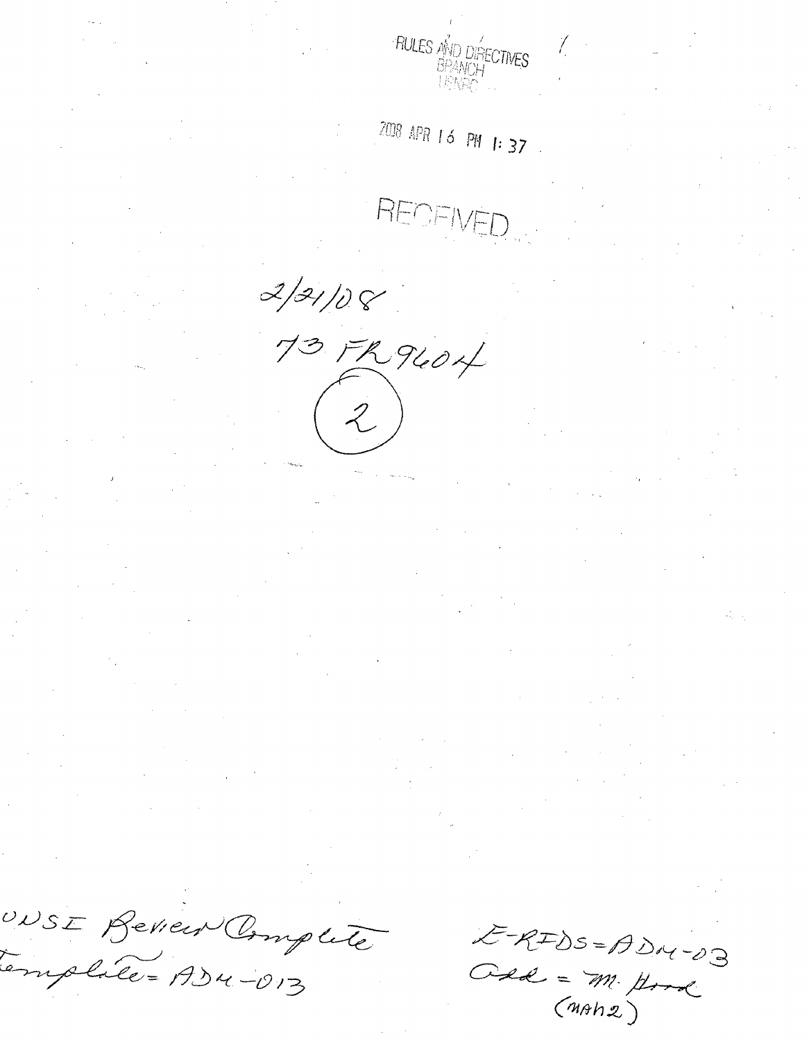RULES AND DIRECTIVES
BRANCH
USNRC

2008 APR 16 PM 1:37

RECEIVED

2/21/08
73 FR 9604
(2)

SUNSI Review Complete
Template = ADM-013

E-RIDS = ADM-03
Add = M. Hood
(mah2)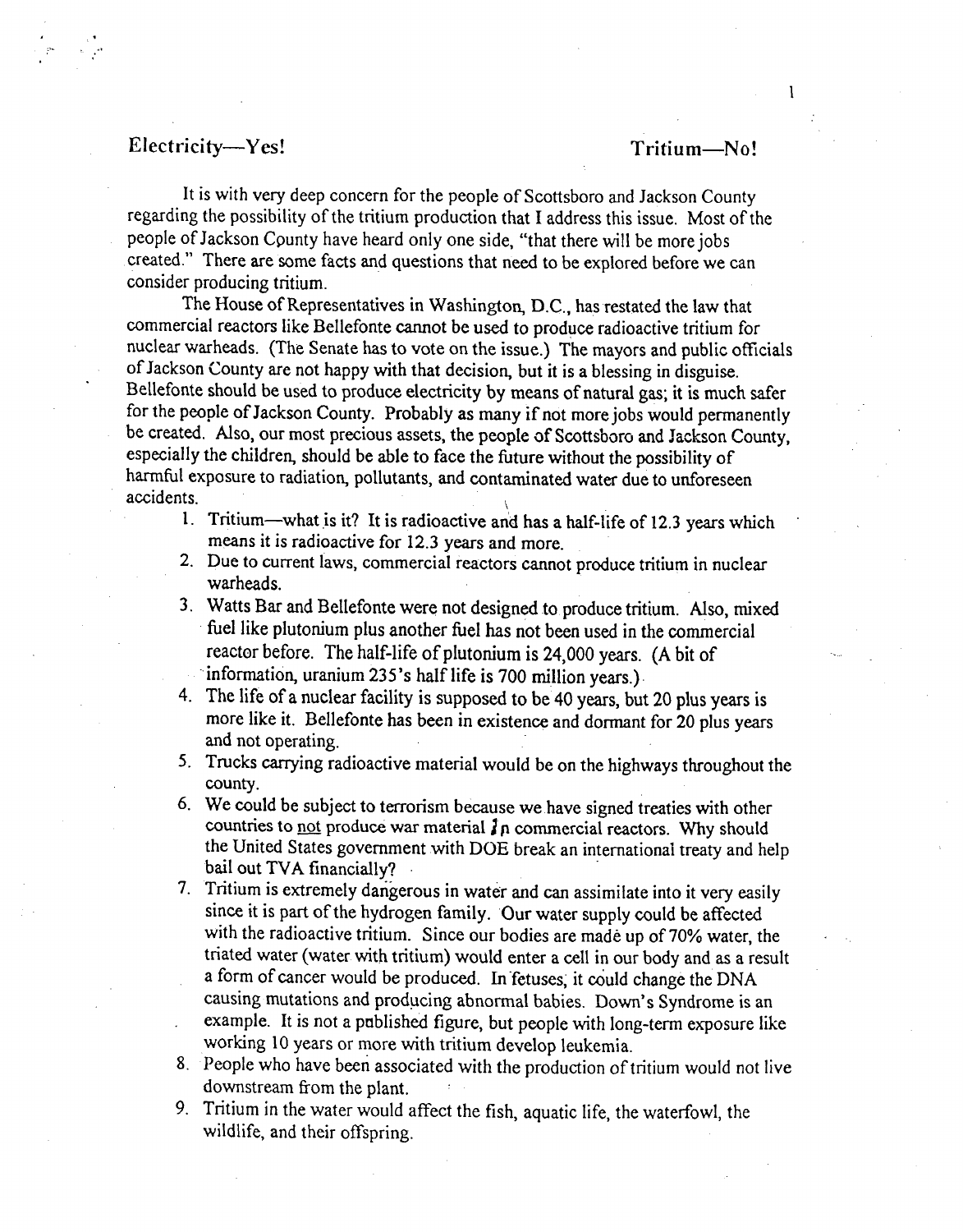Electricity—Yes! Tritium—No!

It is with very deep concern for the people of Scottsboro and Jackson County regarding the possibility of the tritium production that I address this issue. Most of the people of Jackson County have heard only one side, "that there will be more jobs created." There are some facts and questions that need to be explored before we can consider producing tritium.

The House of Representatives in Washington, D.C., has restated the law that commercial reactors like Bellefonte cannot be used to produce radioactive tritium for nuclear warheads. (The Senate has to vote on the issue.) The mayors and public officials of Jackson County are not happy with that decision, but it is a blessing in disguise. Bellefonte should be used to produce electricity by means of natural gas; it is much safer for the people of Jackson County. Probably as many if not more jobs would permanently be created. Also, our most precious assets, the people of Scottsboro and Jackson County, especially the children, should be able to face the future without the possibility of harmful exposure to radiation, pollutants, and contaminated water due to unforeseen accidents.

1. Tritium—what is it? It is radioactive and has a half-life of 12.3 years which means it is radioactive for 12.3 years and more.
2. Due to current laws, commercial reactors cannot produce tritium in nuclear warheads.
3. Watts Bar and Bellefonte were not designed to produce tritium. Also, mixed fuel like plutonium plus another fuel has not been used in the commercial reactor before. The half-life of plutonium is 24,000 years. (A bit of information, uranium 235's half life is 700 million years.)
4. The life of a nuclear facility is supposed to be 40 years, but 20 plus years is more like it. Bellefonte has been in existence and dormant for 20 plus years and not operating.
5. Trucks carrying radioactive material would be on the highways throughout the county.
6. We could be subject to terrorism because we have signed treaties with other countries to not produce war material in commercial reactors. Why should the United States government with DOE break an international treaty and help bail out TVA financially?
7. Tritium is extremely dangerous in water and can assimilate into it very easily since it is part of the hydrogen family. Our water supply could be affected with the radioactive tritium. Since our bodies are made up of 70% water, the triated water (water with tritium) would enter a cell in our body and as a result a form of cancer would be produced. In fetuses, it could change the DNA causing mutations and producing abnormal babies. Down's Syndrome is an example. It is not a published figure, but people with long-term exposure like working 10 years or more with tritium develop leukemia.
8. People who have been associated with the production of tritium would not live downstream from the plant.
9. Tritium in the water would affect the fish, aquatic life, the waterfowl, the wildlife, and their offspring.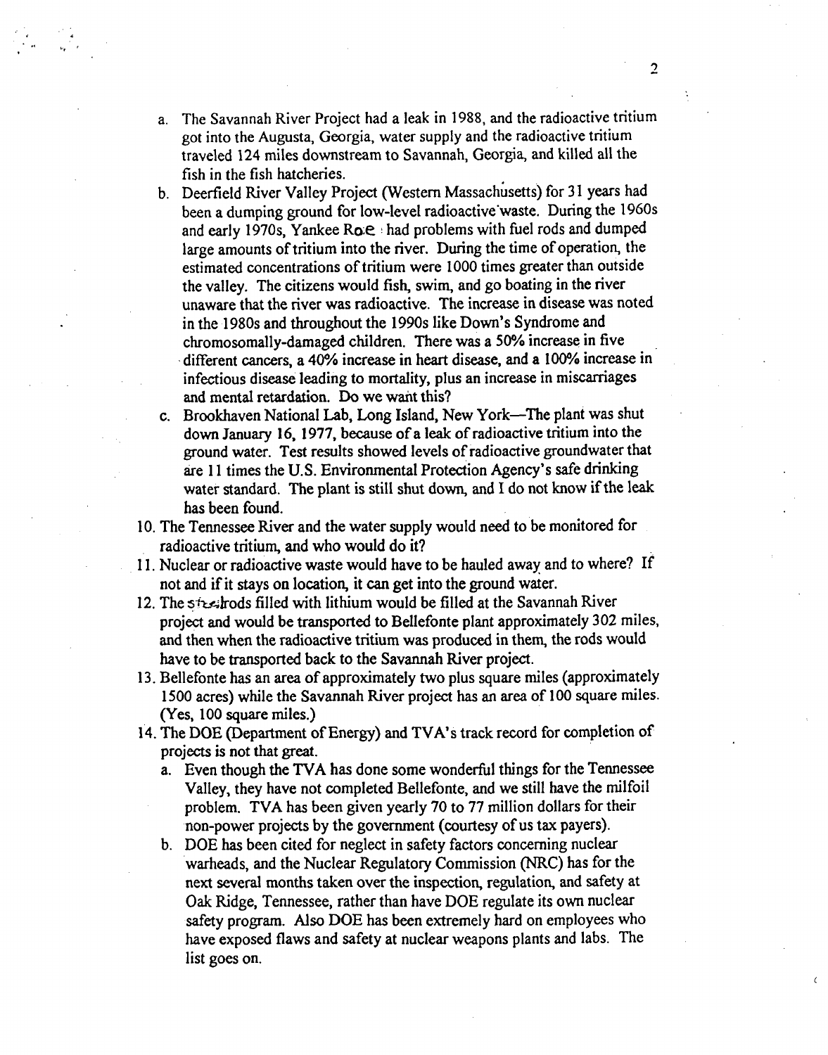a. The Savannah River Project had a leak in 1988, and the radioactive tritium got into the Augusta, Georgia, water supply and the radioactive tritium traveled 124 miles downstream to Savannah, Georgia, and killed all the fish in the fish hatcheries.
b. Deerfield River Valley Project (Western Massachusetts) for 31 years had been a dumping ground for low-level radioactive waste. During the 1960s and early 1970s, Yankee Roe had problems with fuel rods and dumped large amounts of tritium into the river. During the time of operation, the estimated concentrations of tritium were 1000 times greater than outside the valley. The citizens would fish, swim, and go boating in the river unaware that the river was radioactive. The increase in disease was noted in the 1980s and throughout the 1990s like Down's Syndrome and chromosomally-damaged children. There was a 50% increase in five different cancers, a 40% increase in heart disease, and a 100% increase in infectious disease leading to mortality, plus an increase in miscarriages and mental retardation. Do we want this?
c. Brookhaven National Lab, Long Island, New York—The plant was shut down January 16, 1977, because of a leak of radioactive tritium into the ground water. Test results showed levels of radioactive groundwater that are 11 times the U.S. Environmental Protection Agency's safe drinking water standard. The plant is still shut down, and I do not know if the leak has been found.

10. The Tennessee River and the water supply would need to be monitored for radioactive tritium, and who would do it?
11. Nuclear or radioactive waste would have to be hauled away and to where? If not and if it stays on location, it can get into the ground water.
12. The steel rods filled with lithium would be filled at the Savannah River project and would be transported to Bellefonte plant approximately 302 miles, and then when the radioactive tritium was produced in them, the rods would have to be transported back to the Savannah River project.
13. Bellefonte has an area of approximately two plus square miles (approximately 1500 acres) while the Savannah River project has an area of 100 square miles. (Yes, 100 square miles.)
14. The DOE (Department of Energy) and TVA's track record for completion of projects is not that great.
    a. Even though the TVA has done some wonderful things for the Tennessee Valley, they have not completed Bellefonte, and we still have the milfoil problem. TVA has been given yearly 70 to 77 million dollars for their non-power projects by the government (courtesy of us tax payers).
    b. DOE has been cited for neglect in safety factors concerning nuclear warheads, and the Nuclear Regulatory Commission (NRC) has for the next several months taken over the inspection, regulation, and safety at Oak Ridge, Tennessee, rather than have DOE regulate its own nuclear safety program. Also DOE has been extremely hard on employees who have exposed flaws and safety at nuclear weapons plants and labs. The list goes on.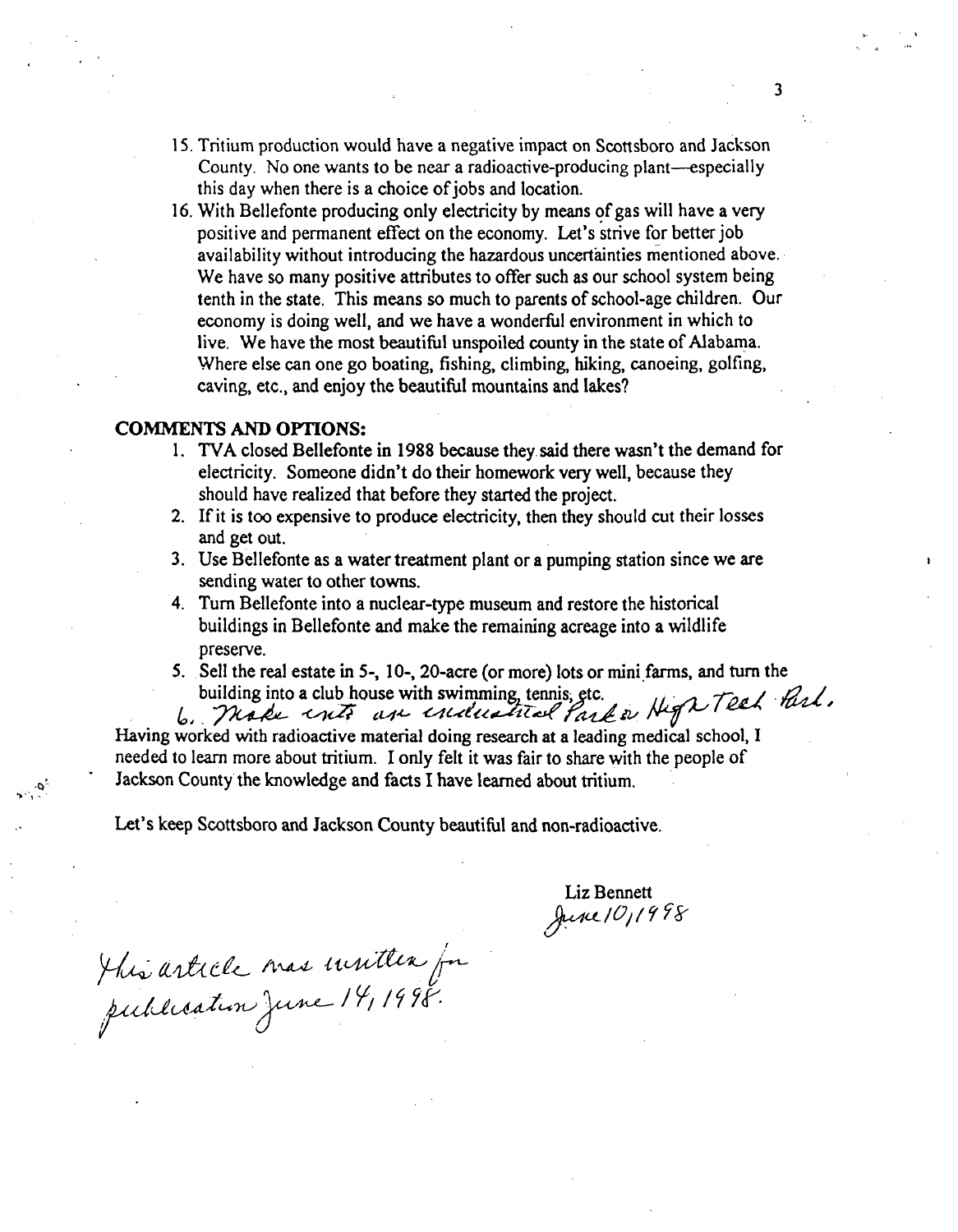15. Tritium production would have a negative impact on Scottsboro and Jackson County. No one wants to be near a radioactive-producing plant—especially this day when there is a choice of jobs and location.
16. With Bellefonte producing only electricity by means of gas will have a very positive and permanent effect on the economy. Let's strive for better job availability without introducing the hazardous uncertainties mentioned above. We have so many positive attributes to offer such as our school system being tenth in the state. This means so much to parents of school-age children. Our economy is doing well, and we have a wonderful environment in which to live. We have the most beautiful unspoiled county in the state of Alabama. Where else can one go boating, fishing, climbing, hiking, canoeing, golfing, caving, etc., and enjoy the beautiful mountains and lakes?

**COMMENTS AND OPTIONS:**

1. TVA closed Bellefonte in 1988 because they said there wasn't the demand for electricity. Someone didn't do their homework very well, because they should have realized that before they started the project.
2. If it is too expensive to produce electricity, then they should cut their losses and get out.
3. Use Bellefonte as a water treatment plant or a pumping station since we are sending water to other towns.
4. Turn Bellefonte into a nuclear-type museum and restore the historical buildings in Bellefonte and make the remaining acreage into a wildlife preserve.
5. Sell the real estate in 5-, 10-, 20-acre (or more) lots or mini farms, and turn the building into a club house with swimming, tennis, etc.
6. Make into an industrial Park or High Tech Park.

Having worked with radioactive material doing research at a leading medical school, I needed to learn more about tritium. I only felt it was fair to share with the people of Jackson County the knowledge and facts I have learned about tritium.

Let's keep Scottsboro and Jackson County beautiful and non-radioactive.

Liz Bennett
June 10, 1998

This article was written for publication June 14, 1998.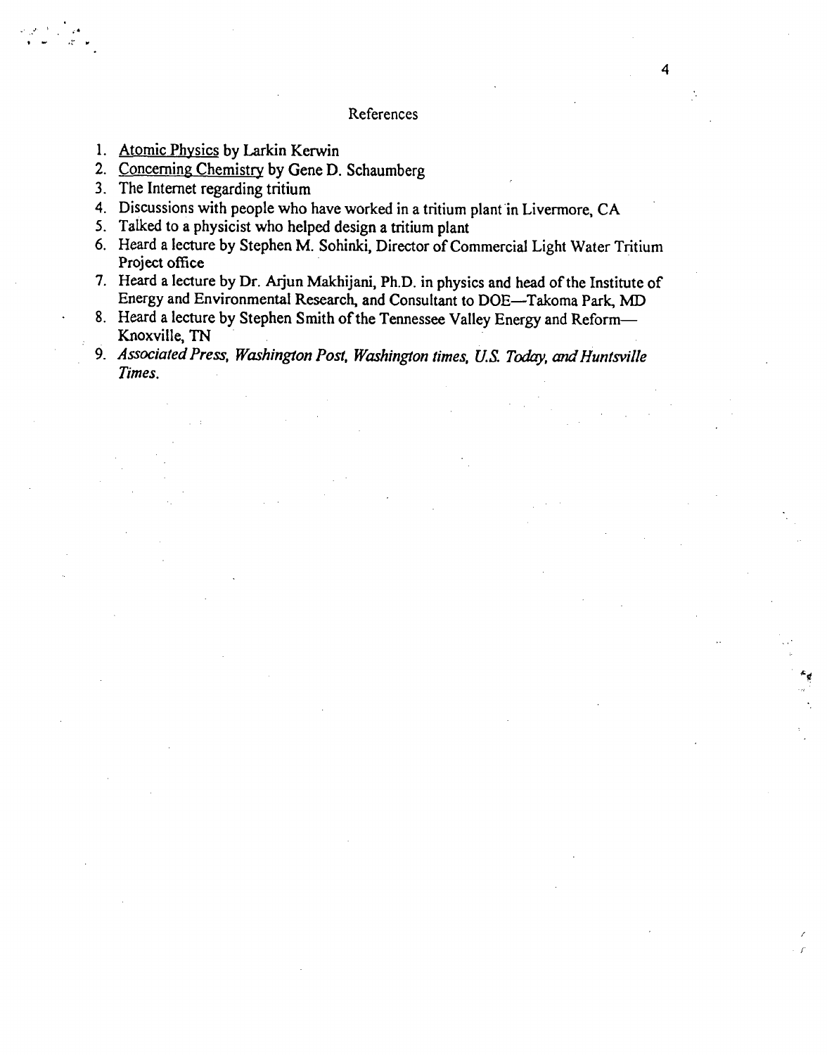References

1. Atomic Physics by Larkin Kerwin
2. Concerning Chemistry by Gene D. Schaumberg
3. The Internet regarding tritium
4. Discussions with people who have worked in a tritium plant in Livermore, CA
5. Talked to a physicist who helped design a tritium plant
6. Heard a lecture by Stephen M. Sohinki, Director of Commercial Light Water Tritium Project office
7. Heard a lecture by Dr. Arjun Makhijani, Ph.D. in physics and head of the Institute of Energy and Environmental Research, and Consultant to DOE—Takoma Park, MD
8. Heard a lecture by Stephen Smith of the Tennessee Valley Energy and Reform—Knoxville, TN
9. *Associated Press, Washington Post, Washington times, U.S. Today, and Huntsville Times.*